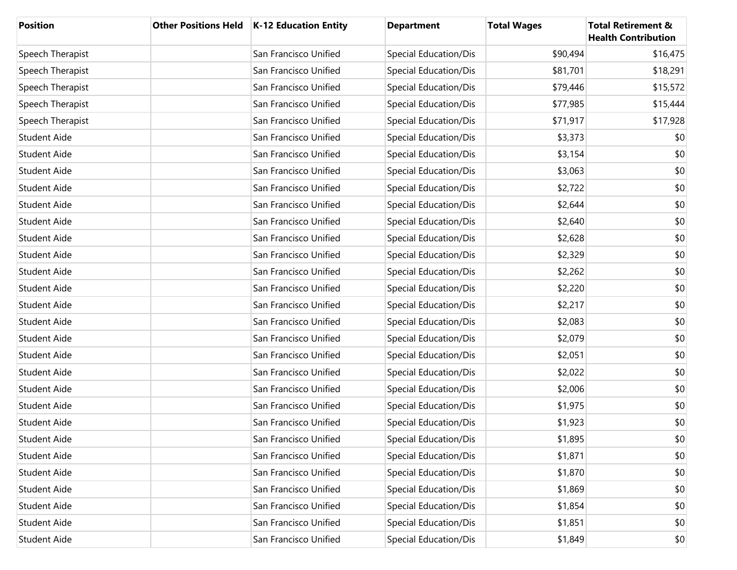| Position | Other Positions Held | K-12 Education Entity | Department | Total Wages | Total Retirement & Health Contribution |
|---|---|---|---|---|---|
| Speech Therapist | | San Francisco Unified | Special Education/Dis | $90,494 | $16,475 |
| Speech Therapist | | San Francisco Unified | Special Education/Dis | $81,701 | $18,291 |
| Speech Therapist | | San Francisco Unified | Special Education/Dis | $79,446 | $15,572 |
| Speech Therapist | | San Francisco Unified | Special Education/Dis | $77,985 | $15,444 |
| Speech Therapist | | San Francisco Unified | Special Education/Dis | $71,917 | $17,928 |
| Student Aide | | San Francisco Unified | Special Education/Dis | $3,373 | $0 |
| Student Aide | | San Francisco Unified | Special Education/Dis | $3,154 | $0 |
| Student Aide | | San Francisco Unified | Special Education/Dis | $3,063 | $0 |
| Student Aide | | San Francisco Unified | Special Education/Dis | $2,722 | $0 |
| Student Aide | | San Francisco Unified | Special Education/Dis | $2,644 | $0 |
| Student Aide | | San Francisco Unified | Special Education/Dis | $2,640 | $0 |
| Student Aide | | San Francisco Unified | Special Education/Dis | $2,628 | $0 |
| Student Aide | | San Francisco Unified | Special Education/Dis | $2,329 | $0 |
| Student Aide | | San Francisco Unified | Special Education/Dis | $2,262 | $0 |
| Student Aide | | San Francisco Unified | Special Education/Dis | $2,220 | $0 |
| Student Aide | | San Francisco Unified | Special Education/Dis | $2,217 | $0 |
| Student Aide | | San Francisco Unified | Special Education/Dis | $2,083 | $0 |
| Student Aide | | San Francisco Unified | Special Education/Dis | $2,079 | $0 |
| Student Aide | | San Francisco Unified | Special Education/Dis | $2,051 | $0 |
| Student Aide | | San Francisco Unified | Special Education/Dis | $2,022 | $0 |
| Student Aide | | San Francisco Unified | Special Education/Dis | $2,006 | $0 |
| Student Aide | | San Francisco Unified | Special Education/Dis | $1,975 | $0 |
| Student Aide | | San Francisco Unified | Special Education/Dis | $1,923 | $0 |
| Student Aide | | San Francisco Unified | Special Education/Dis | $1,895 | $0 |
| Student Aide | | San Francisco Unified | Special Education/Dis | $1,871 | $0 |
| Student Aide | | San Francisco Unified | Special Education/Dis | $1,870 | $0 |
| Student Aide | | San Francisco Unified | Special Education/Dis | $1,869 | $0 |
| Student Aide | | San Francisco Unified | Special Education/Dis | $1,854 | $0 |
| Student Aide | | San Francisco Unified | Special Education/Dis | $1,851 | $0 |
| Student Aide | | San Francisco Unified | Special Education/Dis | $1,849 | $0 |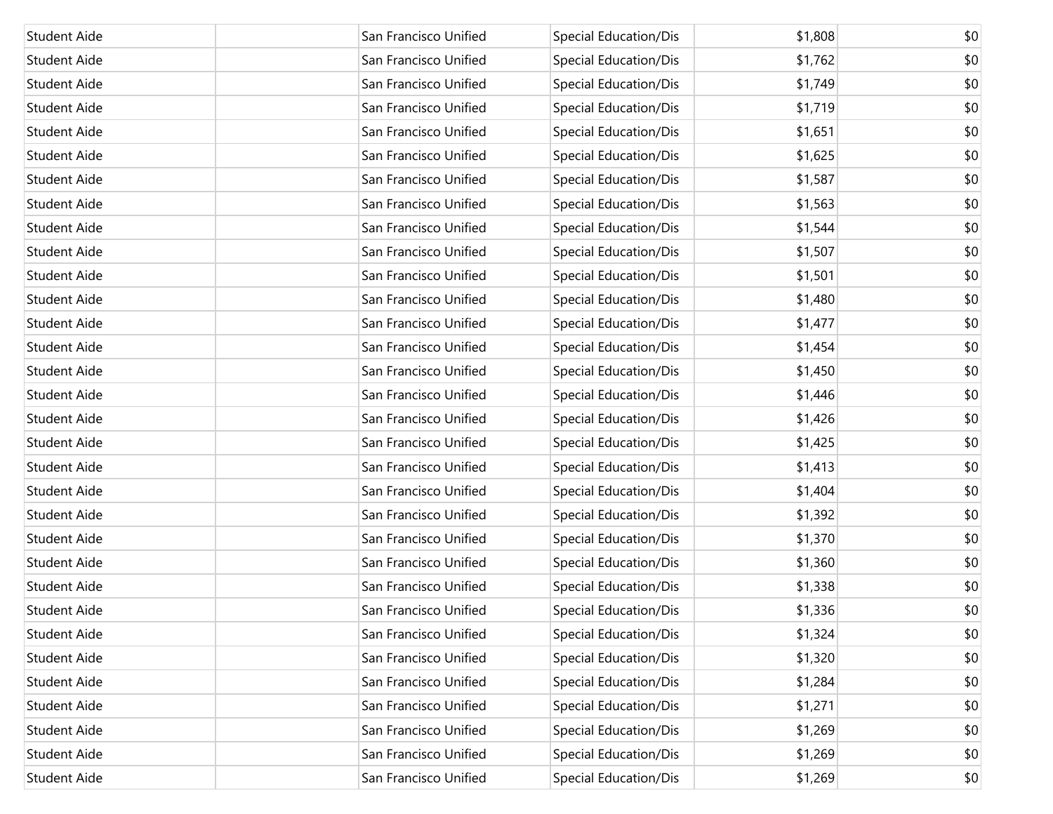| | | | | | |
|---|---|---|---|---|---|
| Student Aide | | San Francisco Unified | Special Education/Dis | $1,808 | $0 |
| Student Aide | | San Francisco Unified | Special Education/Dis | $1,762 | $0 |
| Student Aide | | San Francisco Unified | Special Education/Dis | $1,749 | $0 |
| Student Aide | | San Francisco Unified | Special Education/Dis | $1,719 | $0 |
| Student Aide | | San Francisco Unified | Special Education/Dis | $1,651 | $0 |
| Student Aide | | San Francisco Unified | Special Education/Dis | $1,625 | $0 |
| Student Aide | | San Francisco Unified | Special Education/Dis | $1,587 | $0 |
| Student Aide | | San Francisco Unified | Special Education/Dis | $1,563 | $0 |
| Student Aide | | San Francisco Unified | Special Education/Dis | $1,544 | $0 |
| Student Aide | | San Francisco Unified | Special Education/Dis | $1,507 | $0 |
| Student Aide | | San Francisco Unified | Special Education/Dis | $1,501 | $0 |
| Student Aide | | San Francisco Unified | Special Education/Dis | $1,480 | $0 |
| Student Aide | | San Francisco Unified | Special Education/Dis | $1,477 | $0 |
| Student Aide | | San Francisco Unified | Special Education/Dis | $1,454 | $0 |
| Student Aide | | San Francisco Unified | Special Education/Dis | $1,450 | $0 |
| Student Aide | | San Francisco Unified | Special Education/Dis | $1,446 | $0 |
| Student Aide | | San Francisco Unified | Special Education/Dis | $1,426 | $0 |
| Student Aide | | San Francisco Unified | Special Education/Dis | $1,425 | $0 |
| Student Aide | | San Francisco Unified | Special Education/Dis | $1,413 | $0 |
| Student Aide | | San Francisco Unified | Special Education/Dis | $1,404 | $0 |
| Student Aide | | San Francisco Unified | Special Education/Dis | $1,392 | $0 |
| Student Aide | | San Francisco Unified | Special Education/Dis | $1,370 | $0 |
| Student Aide | | San Francisco Unified | Special Education/Dis | $1,360 | $0 |
| Student Aide | | San Francisco Unified | Special Education/Dis | $1,338 | $0 |
| Student Aide | | San Francisco Unified | Special Education/Dis | $1,336 | $0 |
| Student Aide | | San Francisco Unified | Special Education/Dis | $1,324 | $0 |
| Student Aide | | San Francisco Unified | Special Education/Dis | $1,320 | $0 |
| Student Aide | | San Francisco Unified | Special Education/Dis | $1,284 | $0 |
| Student Aide | | San Francisco Unified | Special Education/Dis | $1,271 | $0 |
| Student Aide | | San Francisco Unified | Special Education/Dis | $1,269 | $0 |
| Student Aide | | San Francisco Unified | Special Education/Dis | $1,269 | $0 |
| Student Aide | | San Francisco Unified | Special Education/Dis | $1,269 | $0 |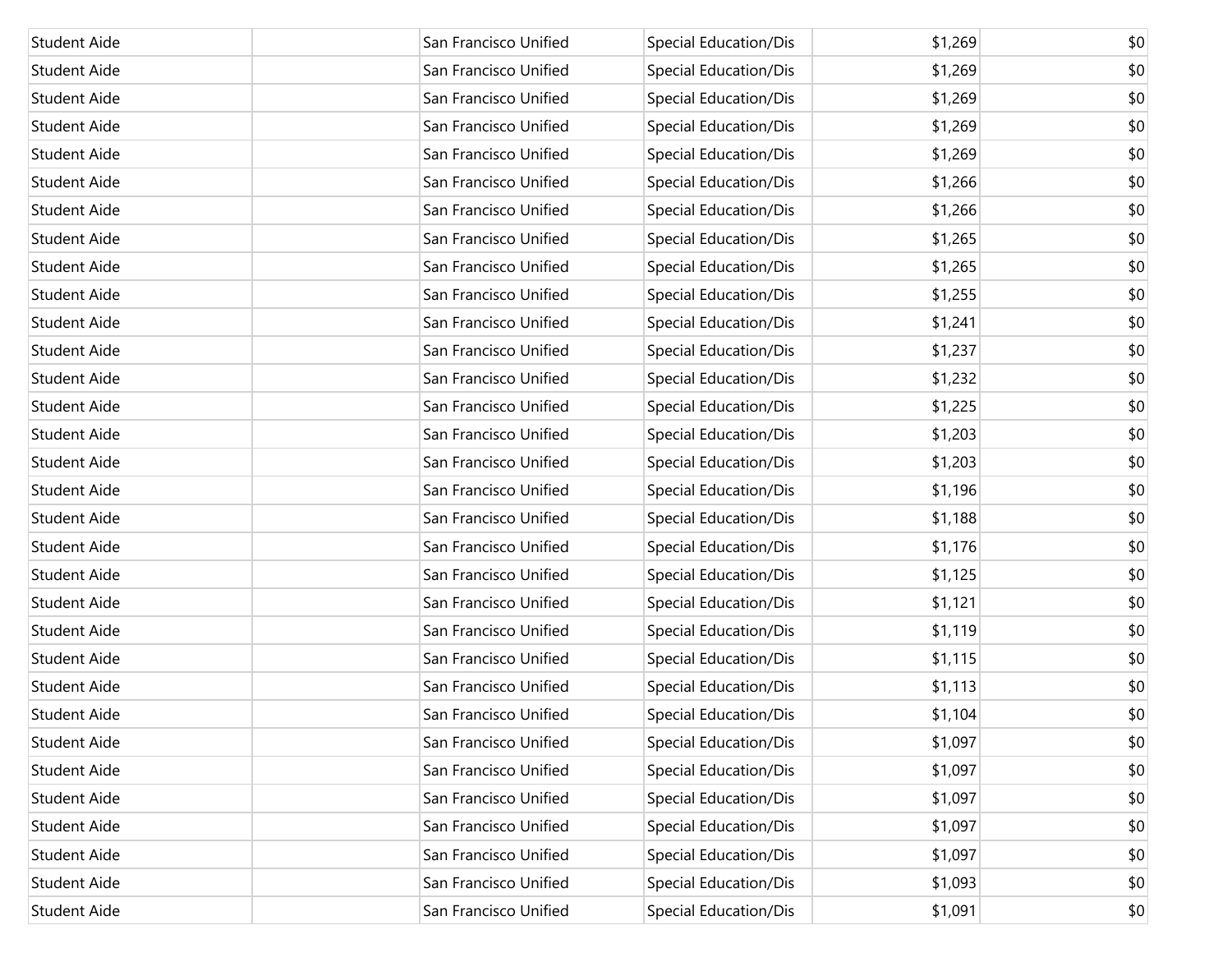| | | | | | |
|---|---|---|---|---|---|
| Student Aide | | San Francisco Unified | Special Education/Dis | $1,269 | $0 |
| Student Aide | | San Francisco Unified | Special Education/Dis | $1,269 | $0 |
| Student Aide | | San Francisco Unified | Special Education/Dis | $1,269 | $0 |
| Student Aide | | San Francisco Unified | Special Education/Dis | $1,269 | $0 |
| Student Aide | | San Francisco Unified | Special Education/Dis | $1,269 | $0 |
| Student Aide | | San Francisco Unified | Special Education/Dis | $1,266 | $0 |
| Student Aide | | San Francisco Unified | Special Education/Dis | $1,266 | $0 |
| Student Aide | | San Francisco Unified | Special Education/Dis | $1,265 | $0 |
| Student Aide | | San Francisco Unified | Special Education/Dis | $1,265 | $0 |
| Student Aide | | San Francisco Unified | Special Education/Dis | $1,255 | $0 |
| Student Aide | | San Francisco Unified | Special Education/Dis | $1,241 | $0 |
| Student Aide | | San Francisco Unified | Special Education/Dis | $1,237 | $0 |
| Student Aide | | San Francisco Unified | Special Education/Dis | $1,232 | $0 |
| Student Aide | | San Francisco Unified | Special Education/Dis | $1,225 | $0 |
| Student Aide | | San Francisco Unified | Special Education/Dis | $1,203 | $0 |
| Student Aide | | San Francisco Unified | Special Education/Dis | $1,203 | $0 |
| Student Aide | | San Francisco Unified | Special Education/Dis | $1,196 | $0 |
| Student Aide | | San Francisco Unified | Special Education/Dis | $1,188 | $0 |
| Student Aide | | San Francisco Unified | Special Education/Dis | $1,176 | $0 |
| Student Aide | | San Francisco Unified | Special Education/Dis | $1,125 | $0 |
| Student Aide | | San Francisco Unified | Special Education/Dis | $1,121 | $0 |
| Student Aide | | San Francisco Unified | Special Education/Dis | $1,119 | $0 |
| Student Aide | | San Francisco Unified | Special Education/Dis | $1,115 | $0 |
| Student Aide | | San Francisco Unified | Special Education/Dis | $1,113 | $0 |
| Student Aide | | San Francisco Unified | Special Education/Dis | $1,104 | $0 |
| Student Aide | | San Francisco Unified | Special Education/Dis | $1,097 | $0 |
| Student Aide | | San Francisco Unified | Special Education/Dis | $1,097 | $0 |
| Student Aide | | San Francisco Unified | Special Education/Dis | $1,097 | $0 |
| Student Aide | | San Francisco Unified | Special Education/Dis | $1,097 | $0 |
| Student Aide | | San Francisco Unified | Special Education/Dis | $1,097 | $0 |
| Student Aide | | San Francisco Unified | Special Education/Dis | $1,093 | $0 |
| Student Aide | | San Francisco Unified | Special Education/Dis | $1,091 | $0 |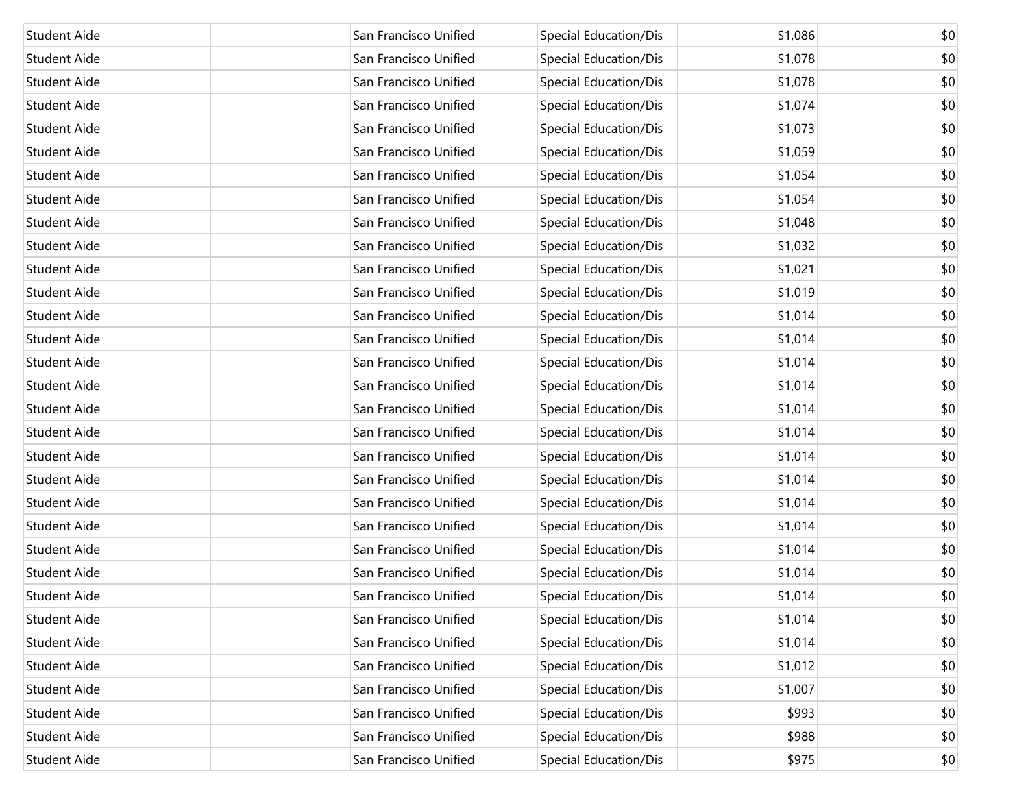| | | | | | |
|---|---|---|---|---|---|
| Student Aide | | San Francisco Unified | Special Education/Dis | $1,086 | $0 |
| Student Aide | | San Francisco Unified | Special Education/Dis | $1,078 | $0 |
| Student Aide | | San Francisco Unified | Special Education/Dis | $1,078 | $0 |
| Student Aide | | San Francisco Unified | Special Education/Dis | $1,074 | $0 |
| Student Aide | | San Francisco Unified | Special Education/Dis | $1,073 | $0 |
| Student Aide | | San Francisco Unified | Special Education/Dis | $1,059 | $0 |
| Student Aide | | San Francisco Unified | Special Education/Dis | $1,054 | $0 |
| Student Aide | | San Francisco Unified | Special Education/Dis | $1,054 | $0 |
| Student Aide | | San Francisco Unified | Special Education/Dis | $1,048 | $0 |
| Student Aide | | San Francisco Unified | Special Education/Dis | $1,032 | $0 |
| Student Aide | | San Francisco Unified | Special Education/Dis | $1,021 | $0 |
| Student Aide | | San Francisco Unified | Special Education/Dis | $1,019 | $0 |
| Student Aide | | San Francisco Unified | Special Education/Dis | $1,014 | $0 |
| Student Aide | | San Francisco Unified | Special Education/Dis | $1,014 | $0 |
| Student Aide | | San Francisco Unified | Special Education/Dis | $1,014 | $0 |
| Student Aide | | San Francisco Unified | Special Education/Dis | $1,014 | $0 |
| Student Aide | | San Francisco Unified | Special Education/Dis | $1,014 | $0 |
| Student Aide | | San Francisco Unified | Special Education/Dis | $1,014 | $0 |
| Student Aide | | San Francisco Unified | Special Education/Dis | $1,014 | $0 |
| Student Aide | | San Francisco Unified | Special Education/Dis | $1,014 | $0 |
| Student Aide | | San Francisco Unified | Special Education/Dis | $1,014 | $0 |
| Student Aide | | San Francisco Unified | Special Education/Dis | $1,014 | $0 |
| Student Aide | | San Francisco Unified | Special Education/Dis | $1,014 | $0 |
| Student Aide | | San Francisco Unified | Special Education/Dis | $1,014 | $0 |
| Student Aide | | San Francisco Unified | Special Education/Dis | $1,014 | $0 |
| Student Aide | | San Francisco Unified | Special Education/Dis | $1,014 | $0 |
| Student Aide | | San Francisco Unified | Special Education/Dis | $1,014 | $0 |
| Student Aide | | San Francisco Unified | Special Education/Dis | $1,012 | $0 |
| Student Aide | | San Francisco Unified | Special Education/Dis | $1,007 | $0 |
| Student Aide | | San Francisco Unified | Special Education/Dis | $993 | $0 |
| Student Aide | | San Francisco Unified | Special Education/Dis | $988 | $0 |
| Student Aide | | San Francisco Unified | Special Education/Dis | $975 | $0 |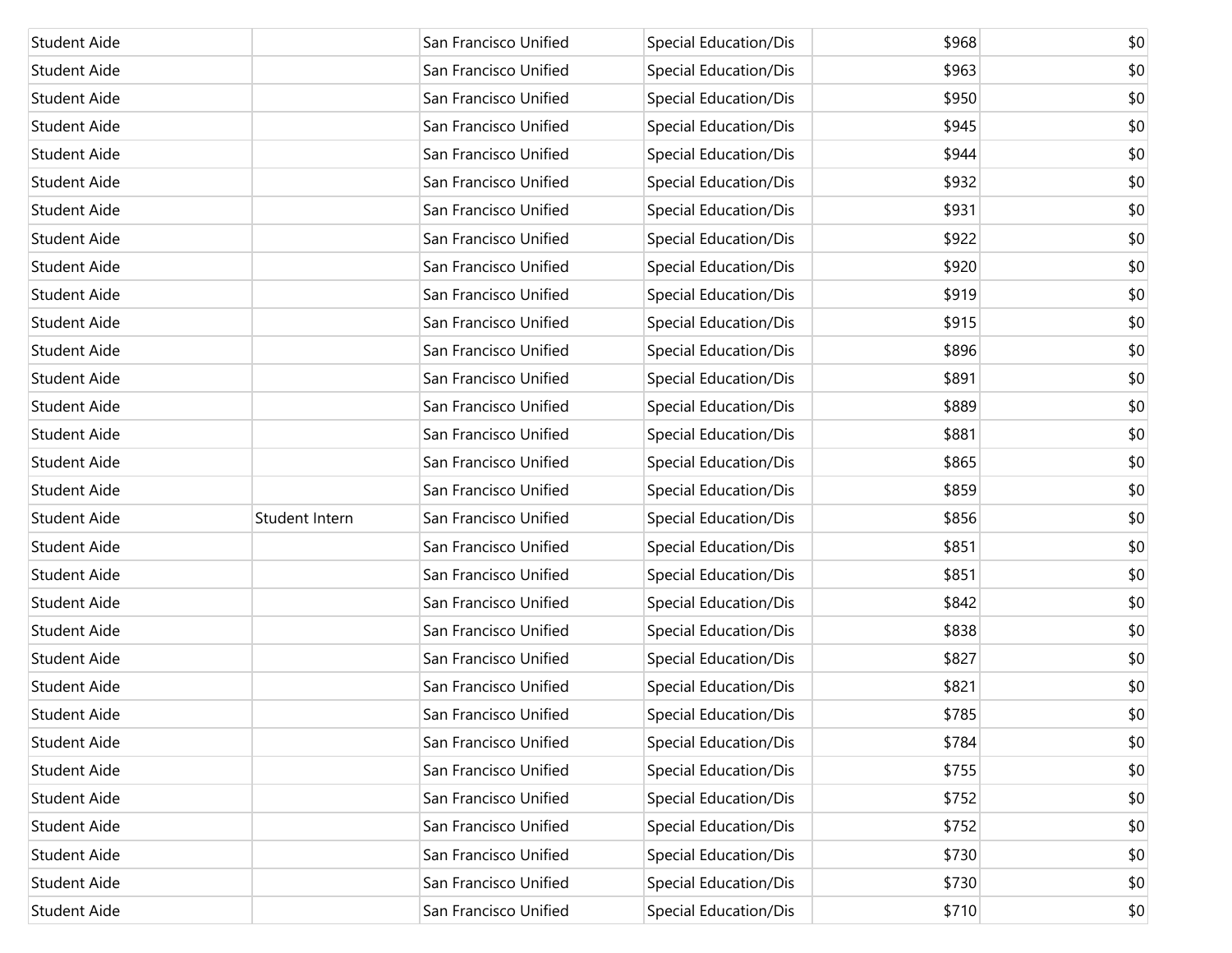| Student Aide | | San Francisco Unified | Special Education/Dis | $968 | $0 |
|---|---|---|---|---|---|
| Student Aide | | San Francisco Unified | Special Education/Dis | $963 | $0 |
| Student Aide | | San Francisco Unified | Special Education/Dis | $950 | $0 |
| Student Aide | | San Francisco Unified | Special Education/Dis | $945 | $0 |
| Student Aide | | San Francisco Unified | Special Education/Dis | $944 | $0 |
| Student Aide | | San Francisco Unified | Special Education/Dis | $932 | $0 |
| Student Aide | | San Francisco Unified | Special Education/Dis | $931 | $0 |
| Student Aide | | San Francisco Unified | Special Education/Dis | $922 | $0 |
| Student Aide | | San Francisco Unified | Special Education/Dis | $920 | $0 |
| Student Aide | | San Francisco Unified | Special Education/Dis | $919 | $0 |
| Student Aide | | San Francisco Unified | Special Education/Dis | $915 | $0 |
| Student Aide | | San Francisco Unified | Special Education/Dis | $896 | $0 |
| Student Aide | | San Francisco Unified | Special Education/Dis | $891 | $0 |
| Student Aide | | San Francisco Unified | Special Education/Dis | $889 | $0 |
| Student Aide | | San Francisco Unified | Special Education/Dis | $881 | $0 |
| Student Aide | | San Francisco Unified | Special Education/Dis | $865 | $0 |
| Student Aide | | San Francisco Unified | Special Education/Dis | $859 | $0 |
| Student Aide | Student Intern | San Francisco Unified | Special Education/Dis | $856 | $0 |
| Student Aide | | San Francisco Unified | Special Education/Dis | $851 | $0 |
| Student Aide | | San Francisco Unified | Special Education/Dis | $851 | $0 |
| Student Aide | | San Francisco Unified | Special Education/Dis | $842 | $0 |
| Student Aide | | San Francisco Unified | Special Education/Dis | $838 | $0 |
| Student Aide | | San Francisco Unified | Special Education/Dis | $827 | $0 |
| Student Aide | | San Francisco Unified | Special Education/Dis | $821 | $0 |
| Student Aide | | San Francisco Unified | Special Education/Dis | $785 | $0 |
| Student Aide | | San Francisco Unified | Special Education/Dis | $784 | $0 |
| Student Aide | | San Francisco Unified | Special Education/Dis | $755 | $0 |
| Student Aide | | San Francisco Unified | Special Education/Dis | $752 | $0 |
| Student Aide | | San Francisco Unified | Special Education/Dis | $752 | $0 |
| Student Aide | | San Francisco Unified | Special Education/Dis | $730 | $0 |
| Student Aide | | San Francisco Unified | Special Education/Dis | $730 | $0 |
| Student Aide | | San Francisco Unified | Special Education/Dis | $710 | $0 |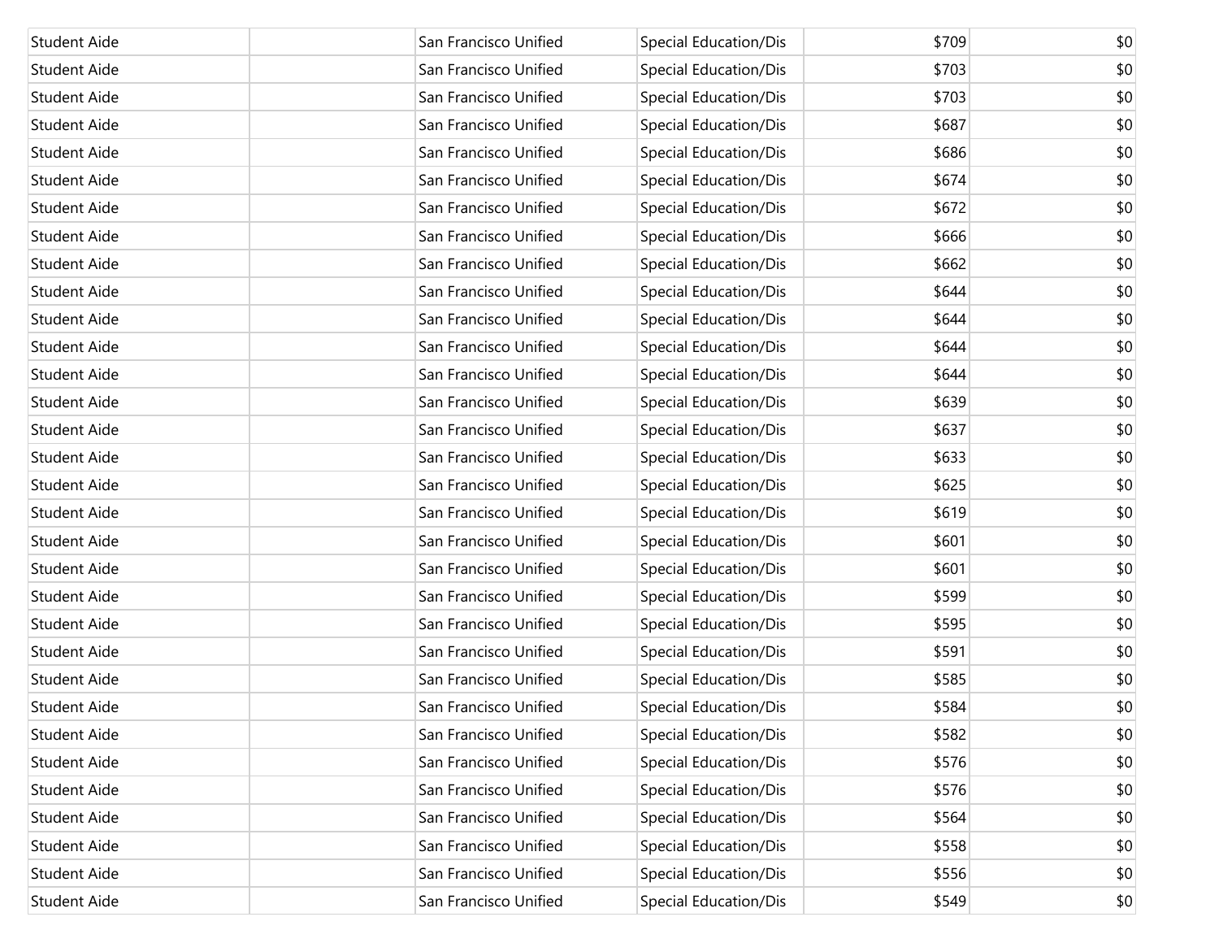| | | | | | |
|---|---|---|---|---|---|
| Student Aide | | San Francisco Unified | Special Education/Dis | $709 | $0 |
| Student Aide | | San Francisco Unified | Special Education/Dis | $703 | $0 |
| Student Aide | | San Francisco Unified | Special Education/Dis | $703 | $0 |
| Student Aide | | San Francisco Unified | Special Education/Dis | $687 | $0 |
| Student Aide | | San Francisco Unified | Special Education/Dis | $686 | $0 |
| Student Aide | | San Francisco Unified | Special Education/Dis | $674 | $0 |
| Student Aide | | San Francisco Unified | Special Education/Dis | $672 | $0 |
| Student Aide | | San Francisco Unified | Special Education/Dis | $666 | $0 |
| Student Aide | | San Francisco Unified | Special Education/Dis | $662 | $0 |
| Student Aide | | San Francisco Unified | Special Education/Dis | $644 | $0 |
| Student Aide | | San Francisco Unified | Special Education/Dis | $644 | $0 |
| Student Aide | | San Francisco Unified | Special Education/Dis | $644 | $0 |
| Student Aide | | San Francisco Unified | Special Education/Dis | $644 | $0 |
| Student Aide | | San Francisco Unified | Special Education/Dis | $639 | $0 |
| Student Aide | | San Francisco Unified | Special Education/Dis | $637 | $0 |
| Student Aide | | San Francisco Unified | Special Education/Dis | $633 | $0 |
| Student Aide | | San Francisco Unified | Special Education/Dis | $625 | $0 |
| Student Aide | | San Francisco Unified | Special Education/Dis | $619 | $0 |
| Student Aide | | San Francisco Unified | Special Education/Dis | $601 | $0 |
| Student Aide | | San Francisco Unified | Special Education/Dis | $601 | $0 |
| Student Aide | | San Francisco Unified | Special Education/Dis | $599 | $0 |
| Student Aide | | San Francisco Unified | Special Education/Dis | $595 | $0 |
| Student Aide | | San Francisco Unified | Special Education/Dis | $591 | $0 |
| Student Aide | | San Francisco Unified | Special Education/Dis | $585 | $0 |
| Student Aide | | San Francisco Unified | Special Education/Dis | $584 | $0 |
| Student Aide | | San Francisco Unified | Special Education/Dis | $582 | $0 |
| Student Aide | | San Francisco Unified | Special Education/Dis | $576 | $0 |
| Student Aide | | San Francisco Unified | Special Education/Dis | $576 | $0 |
| Student Aide | | San Francisco Unified | Special Education/Dis | $564 | $0 |
| Student Aide | | San Francisco Unified | Special Education/Dis | $558 | $0 |
| Student Aide | | San Francisco Unified | Special Education/Dis | $556 | $0 |
| Student Aide | | San Francisco Unified | Special Education/Dis | $549 | $0 |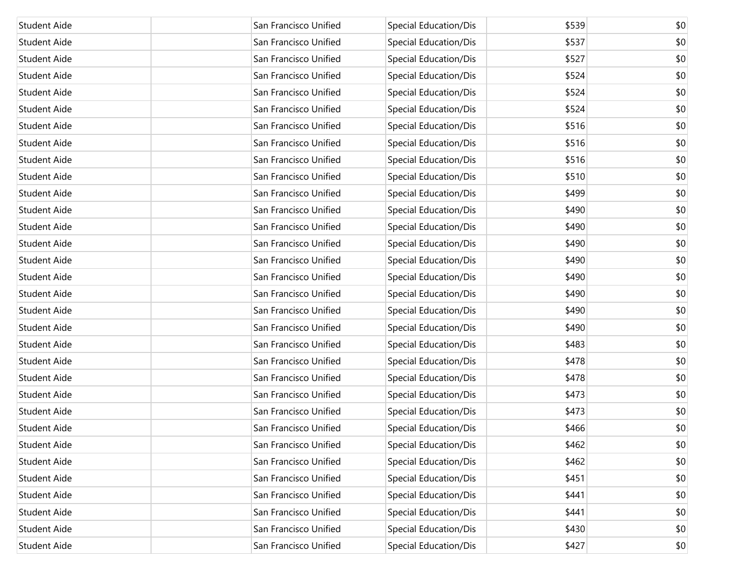| | | | | | |
|---|---|---|---|---|---|
| Student Aide | | San Francisco Unified | Special Education/Dis | $539 | $0 |
| Student Aide | | San Francisco Unified | Special Education/Dis | $537 | $0 |
| Student Aide | | San Francisco Unified | Special Education/Dis | $527 | $0 |
| Student Aide | | San Francisco Unified | Special Education/Dis | $524 | $0 |
| Student Aide | | San Francisco Unified | Special Education/Dis | $524 | $0 |
| Student Aide | | San Francisco Unified | Special Education/Dis | $524 | $0 |
| Student Aide | | San Francisco Unified | Special Education/Dis | $516 | $0 |
| Student Aide | | San Francisco Unified | Special Education/Dis | $516 | $0 |
| Student Aide | | San Francisco Unified | Special Education/Dis | $516 | $0 |
| Student Aide | | San Francisco Unified | Special Education/Dis | $510 | $0 |
| Student Aide | | San Francisco Unified | Special Education/Dis | $499 | $0 |
| Student Aide | | San Francisco Unified | Special Education/Dis | $490 | $0 |
| Student Aide | | San Francisco Unified | Special Education/Dis | $490 | $0 |
| Student Aide | | San Francisco Unified | Special Education/Dis | $490 | $0 |
| Student Aide | | San Francisco Unified | Special Education/Dis | $490 | $0 |
| Student Aide | | San Francisco Unified | Special Education/Dis | $490 | $0 |
| Student Aide | | San Francisco Unified | Special Education/Dis | $490 | $0 |
| Student Aide | | San Francisco Unified | Special Education/Dis | $490 | $0 |
| Student Aide | | San Francisco Unified | Special Education/Dis | $490 | $0 |
| Student Aide | | San Francisco Unified | Special Education/Dis | $483 | $0 |
| Student Aide | | San Francisco Unified | Special Education/Dis | $478 | $0 |
| Student Aide | | San Francisco Unified | Special Education/Dis | $478 | $0 |
| Student Aide | | San Francisco Unified | Special Education/Dis | $473 | $0 |
| Student Aide | | San Francisco Unified | Special Education/Dis | $473 | $0 |
| Student Aide | | San Francisco Unified | Special Education/Dis | $466 | $0 |
| Student Aide | | San Francisco Unified | Special Education/Dis | $462 | $0 |
| Student Aide | | San Francisco Unified | Special Education/Dis | $462 | $0 |
| Student Aide | | San Francisco Unified | Special Education/Dis | $451 | $0 |
| Student Aide | | San Francisco Unified | Special Education/Dis | $441 | $0 |
| Student Aide | | San Francisco Unified | Special Education/Dis | $441 | $0 |
| Student Aide | | San Francisco Unified | Special Education/Dis | $430 | $0 |
| Student Aide | | San Francisco Unified | Special Education/Dis | $427 | $0 |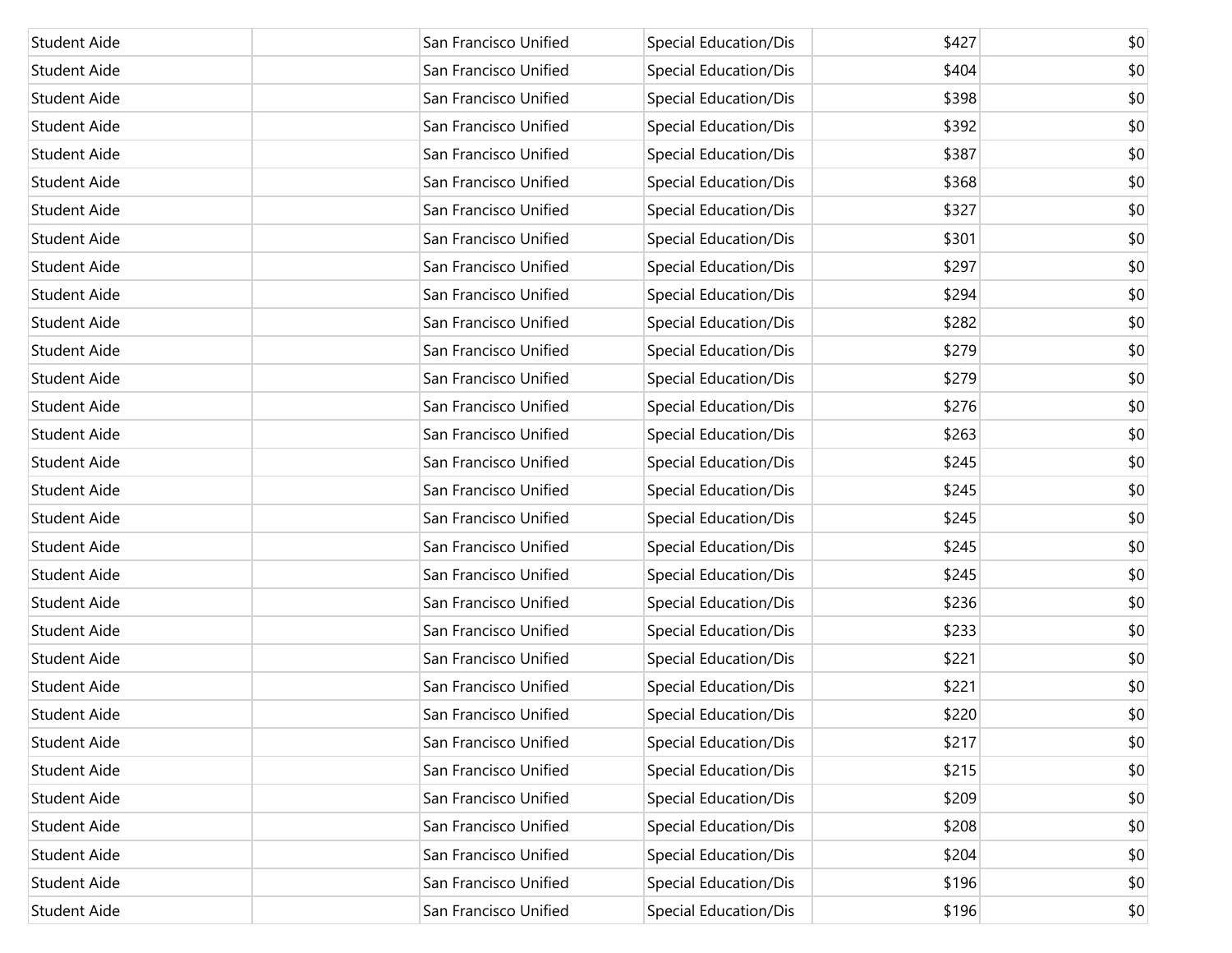| | | | | | |
|---|---|---|---|---|---|
| Student Aide | | San Francisco Unified | Special Education/Dis | $427 | $0 |
| Student Aide | | San Francisco Unified | Special Education/Dis | $404 | $0 |
| Student Aide | | San Francisco Unified | Special Education/Dis | $398 | $0 |
| Student Aide | | San Francisco Unified | Special Education/Dis | $392 | $0 |
| Student Aide | | San Francisco Unified | Special Education/Dis | $387 | $0 |
| Student Aide | | San Francisco Unified | Special Education/Dis | $368 | $0 |
| Student Aide | | San Francisco Unified | Special Education/Dis | $327 | $0 |
| Student Aide | | San Francisco Unified | Special Education/Dis | $301 | $0 |
| Student Aide | | San Francisco Unified | Special Education/Dis | $297 | $0 |
| Student Aide | | San Francisco Unified | Special Education/Dis | $294 | $0 |
| Student Aide | | San Francisco Unified | Special Education/Dis | $282 | $0 |
| Student Aide | | San Francisco Unified | Special Education/Dis | $279 | $0 |
| Student Aide | | San Francisco Unified | Special Education/Dis | $279 | $0 |
| Student Aide | | San Francisco Unified | Special Education/Dis | $276 | $0 |
| Student Aide | | San Francisco Unified | Special Education/Dis | $263 | $0 |
| Student Aide | | San Francisco Unified | Special Education/Dis | $245 | $0 |
| Student Aide | | San Francisco Unified | Special Education/Dis | $245 | $0 |
| Student Aide | | San Francisco Unified | Special Education/Dis | $245 | $0 |
| Student Aide | | San Francisco Unified | Special Education/Dis | $245 | $0 |
| Student Aide | | San Francisco Unified | Special Education/Dis | $245 | $0 |
| Student Aide | | San Francisco Unified | Special Education/Dis | $236 | $0 |
| Student Aide | | San Francisco Unified | Special Education/Dis | $233 | $0 |
| Student Aide | | San Francisco Unified | Special Education/Dis | $221 | $0 |
| Student Aide | | San Francisco Unified | Special Education/Dis | $221 | $0 |
| Student Aide | | San Francisco Unified | Special Education/Dis | $220 | $0 |
| Student Aide | | San Francisco Unified | Special Education/Dis | $217 | $0 |
| Student Aide | | San Francisco Unified | Special Education/Dis | $215 | $0 |
| Student Aide | | San Francisco Unified | Special Education/Dis | $209 | $0 |
| Student Aide | | San Francisco Unified | Special Education/Dis | $208 | $0 |
| Student Aide | | San Francisco Unified | Special Education/Dis | $204 | $0 |
| Student Aide | | San Francisco Unified | Special Education/Dis | $196 | $0 |
| Student Aide | | San Francisco Unified | Special Education/Dis | $196 | $0 |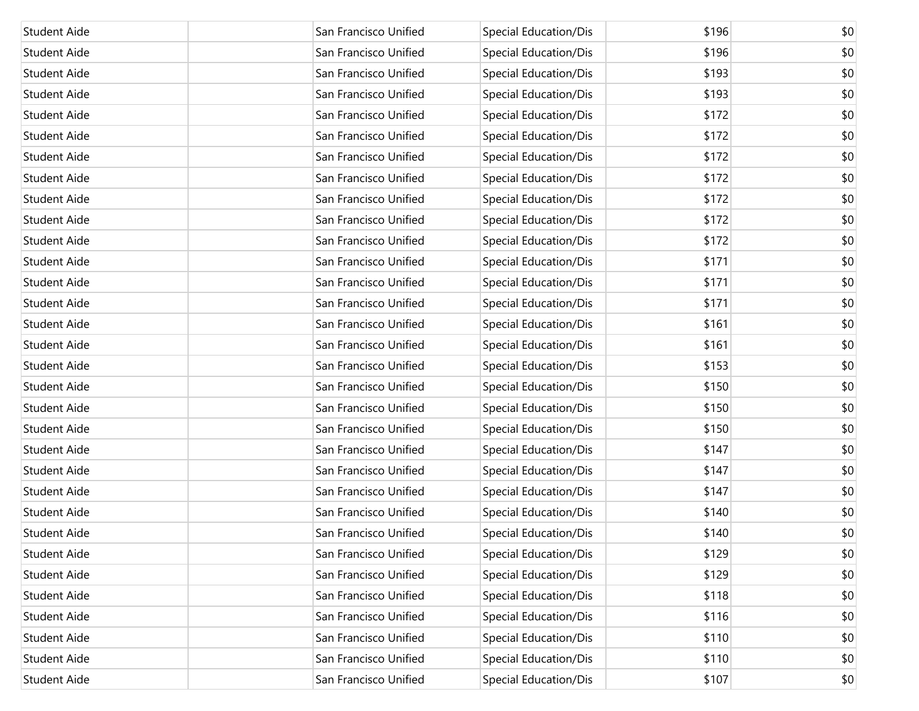| Student Aide | | San Francisco Unified | Special Education/Dis | $196 | $0 |
|---|---|---|---|---|---|
| Student Aide | | San Francisco Unified | Special Education/Dis | $196 | $0 |
| Student Aide | | San Francisco Unified | Special Education/Dis | $193 | $0 |
| Student Aide | | San Francisco Unified | Special Education/Dis | $193 | $0 |
| Student Aide | | San Francisco Unified | Special Education/Dis | $172 | $0 |
| Student Aide | | San Francisco Unified | Special Education/Dis | $172 | $0 |
| Student Aide | | San Francisco Unified | Special Education/Dis | $172 | $0 |
| Student Aide | | San Francisco Unified | Special Education/Dis | $172 | $0 |
| Student Aide | | San Francisco Unified | Special Education/Dis | $172 | $0 |
| Student Aide | | San Francisco Unified | Special Education/Dis | $172 | $0 |
| Student Aide | | San Francisco Unified | Special Education/Dis | $172 | $0 |
| Student Aide | | San Francisco Unified | Special Education/Dis | $171 | $0 |
| Student Aide | | San Francisco Unified | Special Education/Dis | $171 | $0 |
| Student Aide | | San Francisco Unified | Special Education/Dis | $171 | $0 |
| Student Aide | | San Francisco Unified | Special Education/Dis | $161 | $0 |
| Student Aide | | San Francisco Unified | Special Education/Dis | $161 | $0 |
| Student Aide | | San Francisco Unified | Special Education/Dis | $153 | $0 |
| Student Aide | | San Francisco Unified | Special Education/Dis | $150 | $0 |
| Student Aide | | San Francisco Unified | Special Education/Dis | $150 | $0 |
| Student Aide | | San Francisco Unified | Special Education/Dis | $150 | $0 |
| Student Aide | | San Francisco Unified | Special Education/Dis | $147 | $0 |
| Student Aide | | San Francisco Unified | Special Education/Dis | $147 | $0 |
| Student Aide | | San Francisco Unified | Special Education/Dis | $147 | $0 |
| Student Aide | | San Francisco Unified | Special Education/Dis | $140 | $0 |
| Student Aide | | San Francisco Unified | Special Education/Dis | $140 | $0 |
| Student Aide | | San Francisco Unified | Special Education/Dis | $129 | $0 |
| Student Aide | | San Francisco Unified | Special Education/Dis | $129 | $0 |
| Student Aide | | San Francisco Unified | Special Education/Dis | $118 | $0 |
| Student Aide | | San Francisco Unified | Special Education/Dis | $116 | $0 |
| Student Aide | | San Francisco Unified | Special Education/Dis | $110 | $0 |
| Student Aide | | San Francisco Unified | Special Education/Dis | $110 | $0 |
| Student Aide | | San Francisco Unified | Special Education/Dis | $107 | $0 |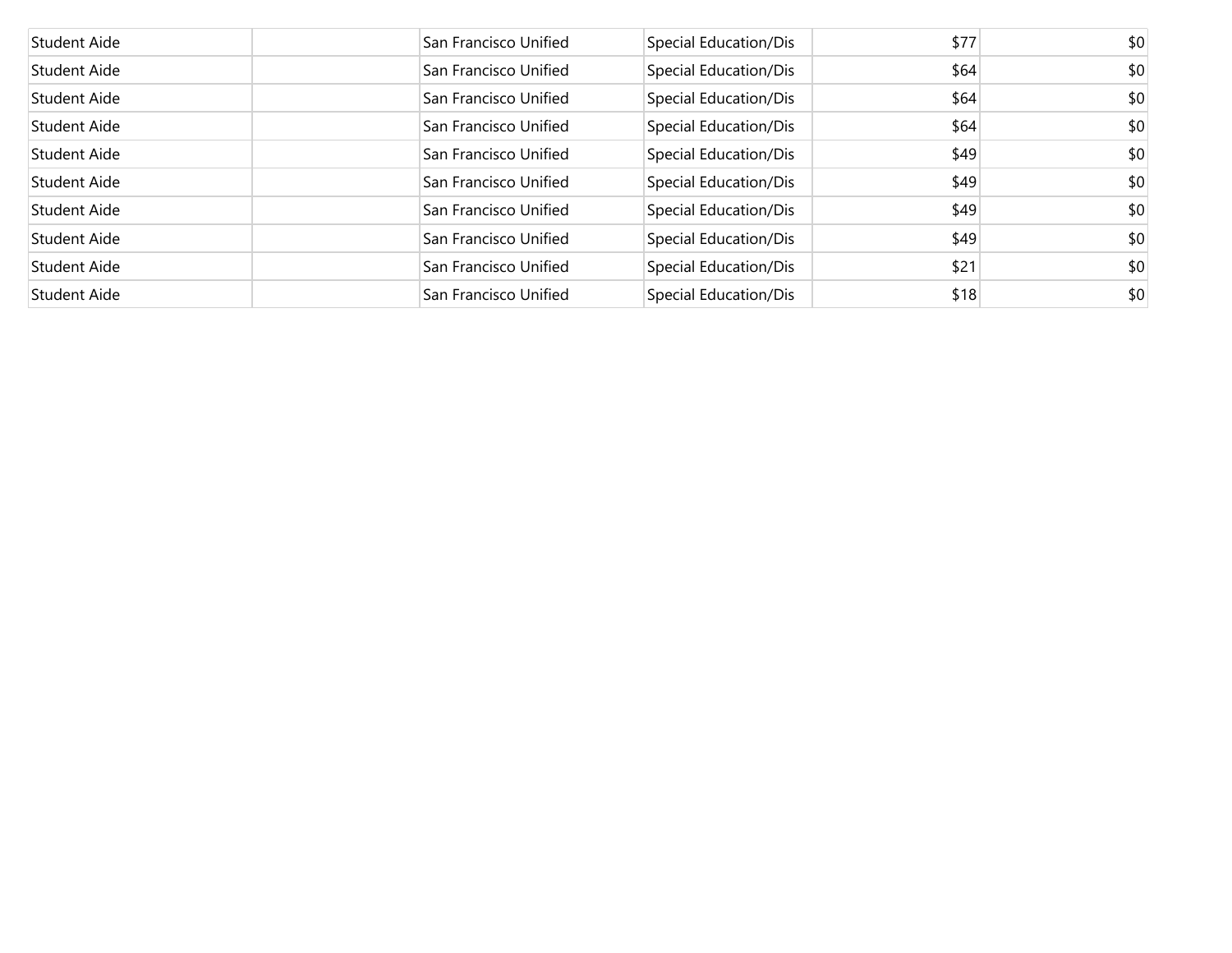| | | | | | |
|---|---|---|---|---|---|
| Student Aide | | San Francisco Unified | Special Education/Dis | $77 | $0 |
| Student Aide | | San Francisco Unified | Special Education/Dis | $64 | $0 |
| Student Aide | | San Francisco Unified | Special Education/Dis | $64 | $0 |
| Student Aide | | San Francisco Unified | Special Education/Dis | $64 | $0 |
| Student Aide | | San Francisco Unified | Special Education/Dis | $49 | $0 |
| Student Aide | | San Francisco Unified | Special Education/Dis | $49 | $0 |
| Student Aide | | San Francisco Unified | Special Education/Dis | $49 | $0 |
| Student Aide | | San Francisco Unified | Special Education/Dis | $49 | $0 |
| Student Aide | | San Francisco Unified | Special Education/Dis | $21 | $0 |
| Student Aide | | San Francisco Unified | Special Education/Dis | $18 | $0 |